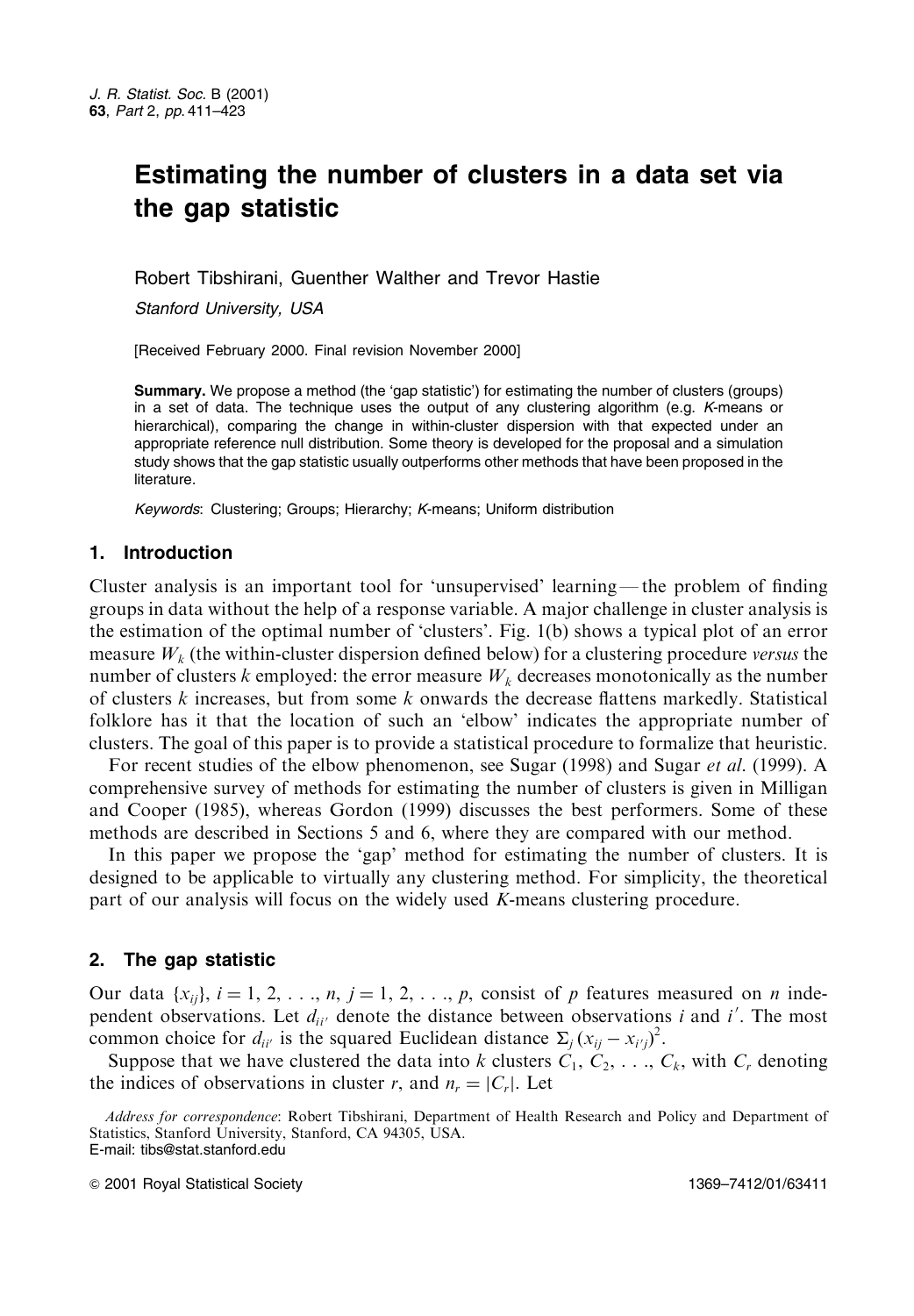# Estimating the number of clusters in a data set via the gap statistic

Robert Tibshirani, Guenther Walther and Trevor Hastie

*Stanford University, USA*

[Received February 2000. Final revision November 2000]

**Summary.** We propose a method (the 'gap statistic') for estimating the number of clusters (groups) in a set of data. The technique uses the output of any clustering algorithm (e.g. *K*-means or hierarchical), comparing the change in within-cluster dispersion with that expected under an appropriate reference null distribution. Some theory is developed for the proposal and a simulation study shows that the gap statistic usually outperforms other methods that have been proposed in the literature.

*Keywords*: Clustering; Groups; Hierarchy; *K*-means; Uniform distribution

## 1. Introduction

Cluster analysis is an important tool for 'unsupervised' learning — the problem of finding groups in data without the help of a response variable. A major challenge in cluster analysis is the estimation of the optimal number of 'clusters'. Fig. 1(b) shows a typical plot of an error measure $W_k$ (the within-cluster dispersion defined below) for a clustering procedure *versus* the number of clusters $k$ employed: the error measure $W_k$ decreases monotonically as the number of clusters $k$ increases, but from some $k$ onwards the decrease flattens markedly. Statistical folklore has it that the location of such an 'elbow' indicates the appropriate number of clusters. The goal of this paper is to provide a statistical procedure to formalize that heuristic.

For recent studies of the elbow phenomenon, see Sugar (1998) and Sugar *et al*. (1999). A comprehensive survey of methods for estimating the number of clusters is given in Milligan and Cooper (1985), whereas Gordon (1999) discusses the best performers. Some of these methods are described in Sections 5 and 6, where they are compared with our method.

In this paper we propose the 'gap' method for estimating the number of clusters. It is designed to be applicable to virtually any clustering method. For simplicity, the theoretical part of our analysis will focus on the widely used *K*-means clustering procedure.

## 2. The gap statistic

Our data $\{x_{ij}\}$, $i = 1, 2, \ldots, n$, $j = 1, 2, \ldots, p$, consist of $p$ features measured on $n$ independent observations. Let $d_{ii'}$ denote the distance between observations $i$ and $i'$. The most common choice for $d_{ii'}$ is the squared Euclidean distance $\Sigma_j (x_{ij} - x_{i'j})^2$.

Suppose that we have clustered the data into $k$ clusters $C_1, C_2, \ldots, C_k$, with $C_r$ denoting the indices of observations in cluster $r$, and $n_r = |C_r|$. Let

*Address for correspondence*: Robert Tibshirani, Department of Health Research and Policy and Department of Statistics, Stanford University, Stanford, CA 94305, USA.
E-mail: tibs@stat.stanford.edu

© 2001 Royal Statistical Society 1369–7412/01/63411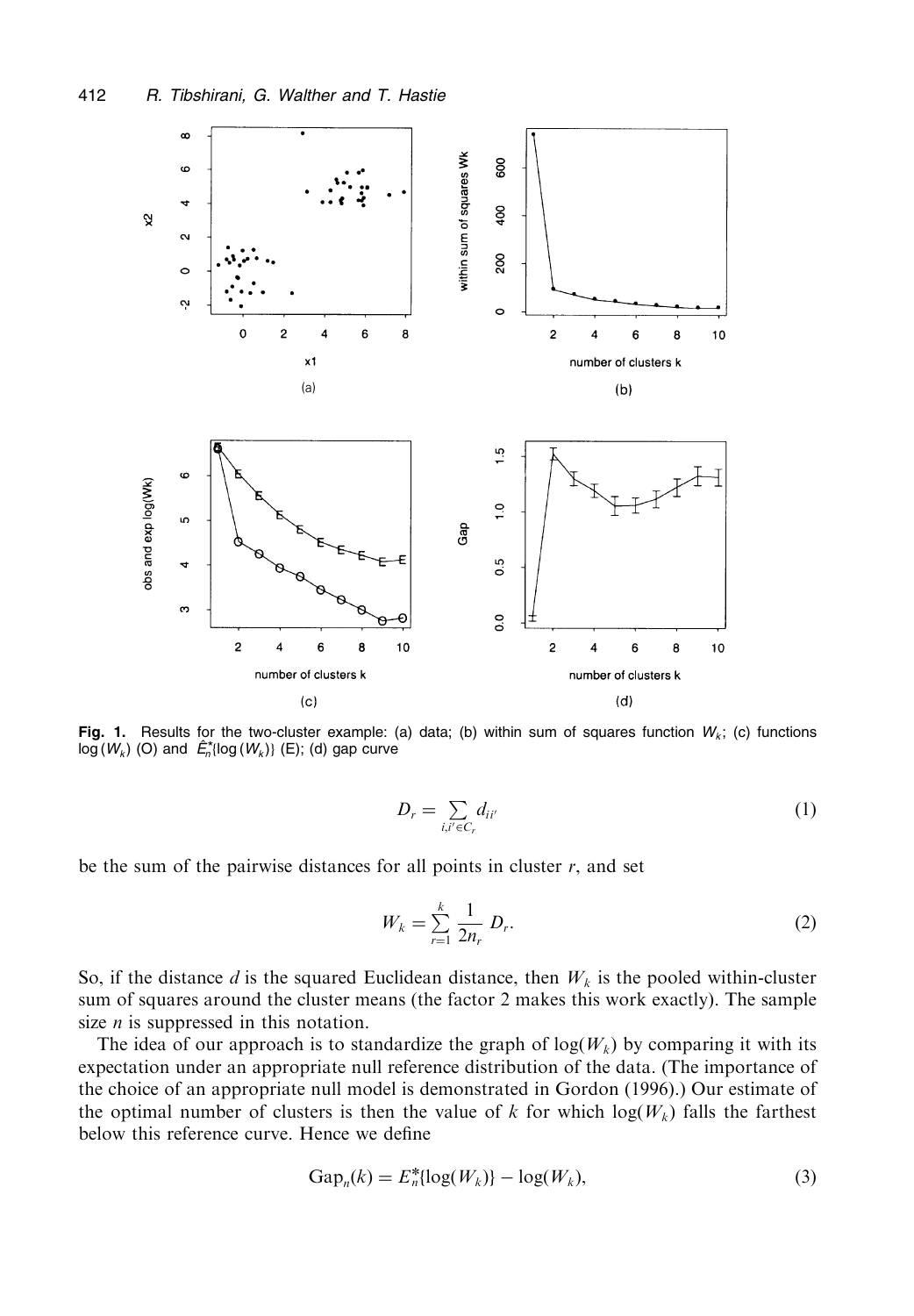**Fig. 1.** Results for the two-cluster example: (a) data; (b) within sum of squares function $W_k$; (c) functions $\log(W_k)$ (O) and $\hat{E}_n^*\{\log(W_k)\}$ (E); (d) gap curve

$$D_r = \sum_{i,i' \in C_r} d_{ii'} \tag{1}$$

be the sum of the pairwise distances for all points in cluster $r$, and set

$$W_k = \sum_{r=1}^{k} \frac{1}{2n_r} D_r. \tag{2}$$

So, if the distance $d$ is the squared Euclidean distance, then $W_k$ is the pooled within-cluster sum of squares around the cluster means (the factor 2 makes this work exactly). The sample size $n$ is suppressed in this notation.

The idea of our approach is to standardize the graph of $\log(W_k)$ by comparing it with its expectation under an appropriate null reference distribution of the data. (The importance of the choice of an appropriate null model is demonstrated in Gordon (1996).) Our estimate of the optimal number of clusters is then the value of $k$ for which $\log(W_k)$ falls the farthest below this reference curve. Hence we define

$$\text{Gap}_n(k) = E_n^*\{\log(W_k)\} - \log(W_k), \tag{3}$$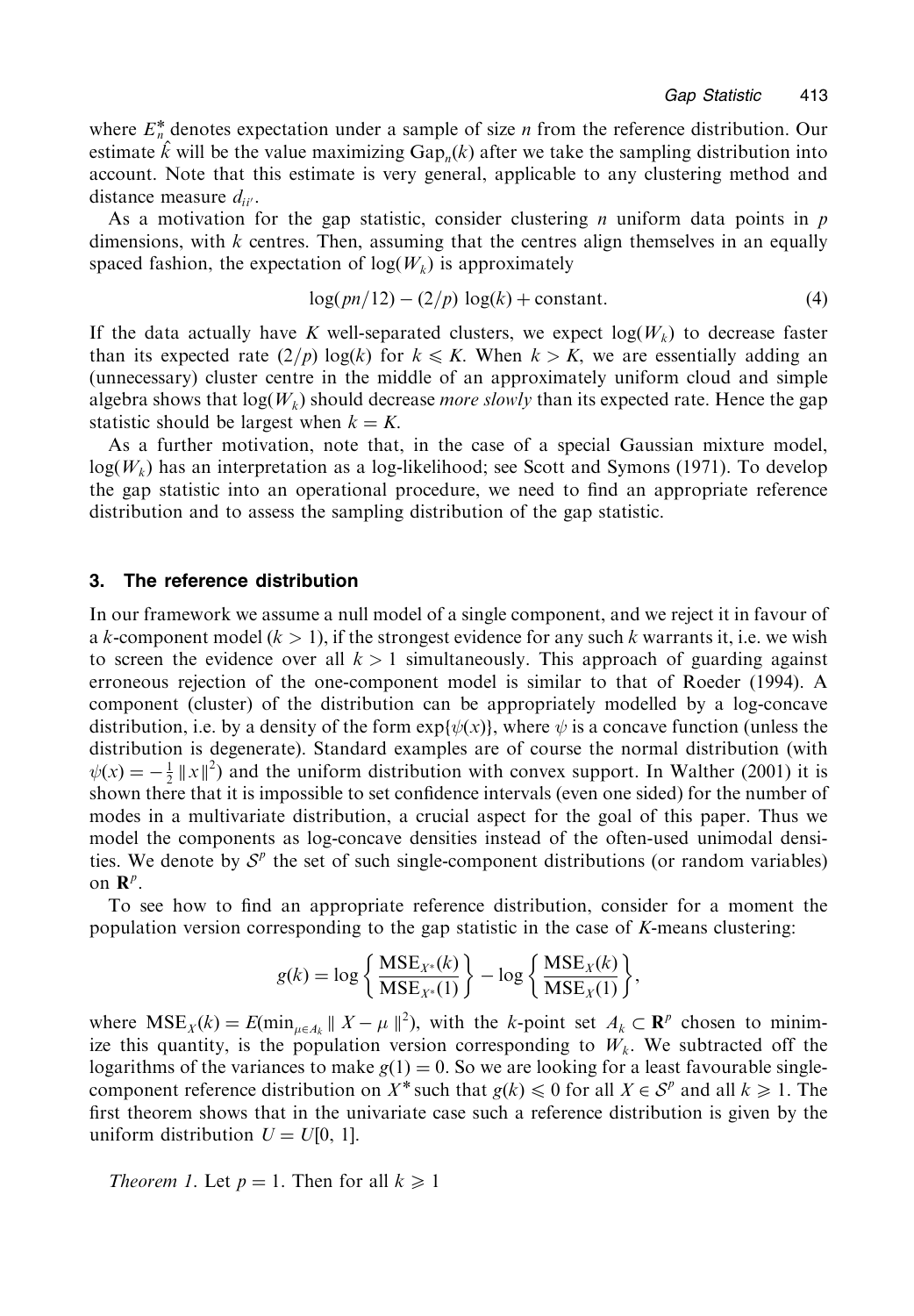where $E_n^*$ denotes expectation under a sample of size $n$ from the reference distribution. Our estimate $\hat{k}$ will be the value maximizing $\text{Gap}_n(k)$ after we take the sampling distribution into account. Note that this estimate is very general, applicable to any clustering method and distance measure $d_{ii'}$.

As a motivation for the gap statistic, consider clustering $n$ uniform data points in $p$ dimensions, with $k$ centres. Then, assuming that the centres align themselves in an equally spaced fashion, the expectation of $\log(W_k)$ is approximately

$$\log(pn/12) - (2/p)\log(k) + \text{constant}. \tag{4}$$

If the data actually have $K$ well-separated clusters, we expect $\log(W_k)$ to decrease faster than its expected rate $(2/p)\log(k)$ for $k \leqslant K$. When $k > K$, we are essentially adding an (unnecessary) cluster centre in the middle of an approximately uniform cloud and simple algebra shows that $\log(W_k)$ should decrease *more slowly* than its expected rate. Hence the gap statistic should be largest when $k = K$.

As a further motivation, note that, in the case of a special Gaussian mixture model, $\log(W_k)$ has an interpretation as a log-likelihood; see Scott and Symons (1971). To develop the gap statistic into an operational procedure, we need to find an appropriate reference distribution and to assess the sampling distribution of the gap statistic.

## 3. The reference distribution

In our framework we assume a null model of a single component, and we reject it in favour of a $k$-component model ($k > 1$), if the strongest evidence for any such $k$ warrants it, i.e. we wish to screen the evidence over all $k > 1$ simultaneously. This approach of guarding against erroneous rejection of the one-component model is similar to that of Roeder (1994). A component (cluster) of the distribution can be appropriately modelled by a log-concave distribution, i.e. by a density of the form $\exp\{\psi(x)\}$, where $\psi$ is a concave function (unless the distribution is degenerate). Standard examples are of course the normal distribution (with $\psi(x) = -\frac{1}{2}\|x\|^2$) and the uniform distribution with convex support. In Walther (2001) it is shown there that it is impossible to set confidence intervals (even one sided) for the number of modes in a multivariate distribution, a crucial aspect for the goal of this paper. Thus we model the components as log-concave densities instead of the often-used unimodal densities. We denote by $\mathcal{S}^p$ the set of such single-component distributions (or random variables) on $\mathbf{R}^p$.

To see how to find an appropriate reference distribution, consider for a moment the population version corresponding to the gap statistic in the case of $K$-means clustering:

$$g(k) = \log\left\{\frac{\text{MSE}_{X^*}(k)}{\text{MSE}_{X^*}(1)}\right\} - \log\left\{\frac{\text{MSE}_X(k)}{\text{MSE}_X(1)}\right\},$$

where $\text{MSE}_X(k) = E(\min_{\mu \in A_k}\|X - \mu\|^2)$, with the $k$-point set $A_k \subset \mathbf{R}^p$ chosen to minimize this quantity, is the population version corresponding to $W_k$. We subtracted off the logarithms of the variances to make $g(1) = 0$. So we are looking for a least favourable single-component reference distribution on $X^*$ such that $g(k) \leqslant 0$ for all $X \in \mathcal{S}^p$ and all $k \geqslant 1$. The first theorem shows that in the univariate case such a reference distribution is given by the uniform distribution $U = U[0, 1]$.

*Theorem 1.* Let $p = 1$. Then for all $k \geqslant 1$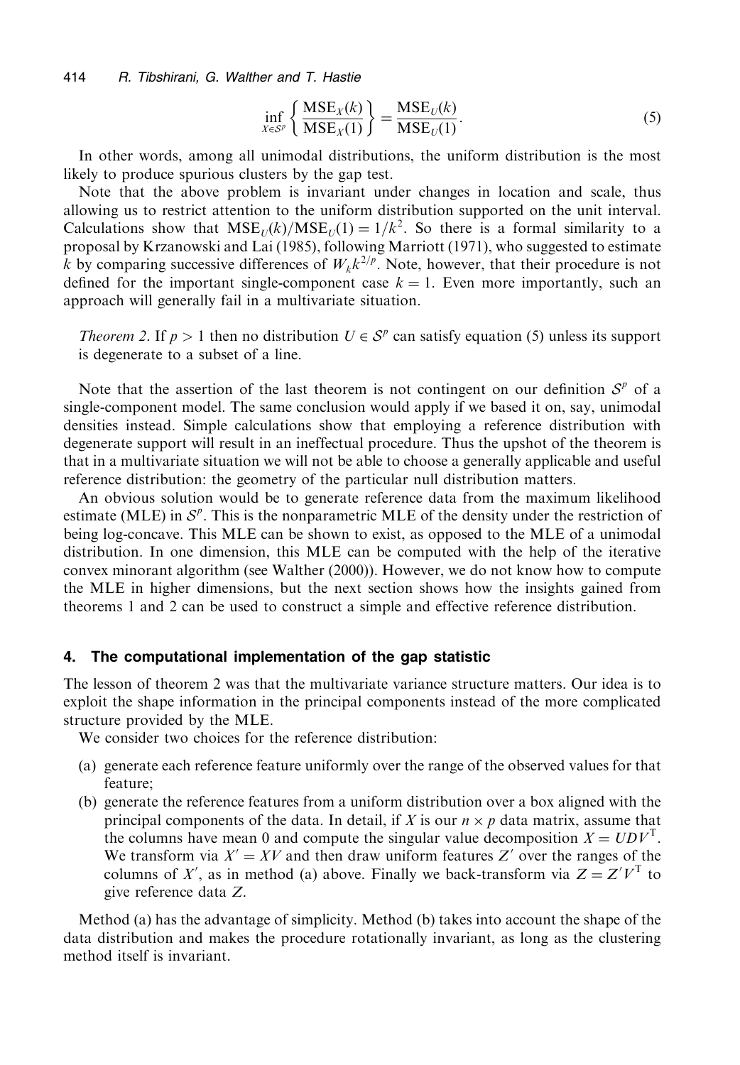$$\inf_{X \in \mathcal{S}^p} \left\{ \frac{\mathrm{MSE}_X(k)}{\mathrm{MSE}_X(1)} \right\} = \frac{\mathrm{MSE}_U(k)}{\mathrm{MSE}_U(1)}. \tag{5}$$

In other words, among all unimodal distributions, the uniform distribution is the most likely to produce spurious clusters by the gap test.

Note that the above problem is invariant under changes in location and scale, thus allowing us to restrict attention to the uniform distribution supported on the unit interval. Calculations show that $\mathrm{MSE}_U(k)/\mathrm{MSE}_U(1) = 1/k^2$. So there is a formal similarity to a proposal by Krzanowski and Lai (1985), following Marriott (1971), who suggested to estimate $k$ by comparing successive differences of $W_k k^{2/p}$. Note, however, that their procedure is not defined for the important single-component case $k = 1$. Even more importantly, such an approach will generally fail in a multivariate situation.

*Theorem 2*. If $p > 1$ then no distribution $U \in \mathcal{S}^p$ can satisfy equation (5) unless its support is degenerate to a subset of a line.

Note that the assertion of the last theorem is not contingent on our definition $\mathcal{S}^p$ of a single-component model. The same conclusion would apply if we based it on, say, unimodal densities instead. Simple calculations show that employing a reference distribution with degenerate support will result in an ineffectual procedure. Thus the upshot of the theorem is that in a multivariate situation we will not be able to choose a generally applicable and useful reference distribution: the geometry of the particular null distribution matters.

An obvious solution would be to generate reference data from the maximum likelihood estimate (MLE) in $\mathcal{S}^p$. This is the nonparametric MLE of the density under the restriction of being log-concave. This MLE can be shown to exist, as opposed to the MLE of a unimodal distribution. In one dimension, this MLE can be computed with the help of the iterative convex minorant algorithm (see Walther (2000)). However, we do not know how to compute the MLE in higher dimensions, but the next section shows how the insights gained from theorems 1 and 2 can be used to construct a simple and effective reference distribution.

## 4. The computational implementation of the gap statistic

The lesson of theorem 2 was that the multivariate variance structure matters. Our idea is to exploit the shape information in the principal components instead of the more complicated structure provided by the MLE.

We consider two choices for the reference distribution:

(a) generate each reference feature uniformly over the range of the observed values for that feature;

(b) generate the reference features from a uniform distribution over a box aligned with the principal components of the data. In detail, if $X$ is our $n \times p$ data matrix, assume that the columns have mean 0 and compute the singular value decomposition $X = UDV^{\mathrm{T}}$. We transform via $X' = XV$ and then draw uniform features $Z'$ over the ranges of the columns of $X'$, as in method (a) above. Finally we back-transform via $Z = Z'V^{\mathrm{T}}$ to give reference data $Z$.

Method (a) has the advantage of simplicity. Method (b) takes into account the shape of the data distribution and makes the procedure rotationally invariant, as long as the clustering method itself is invariant.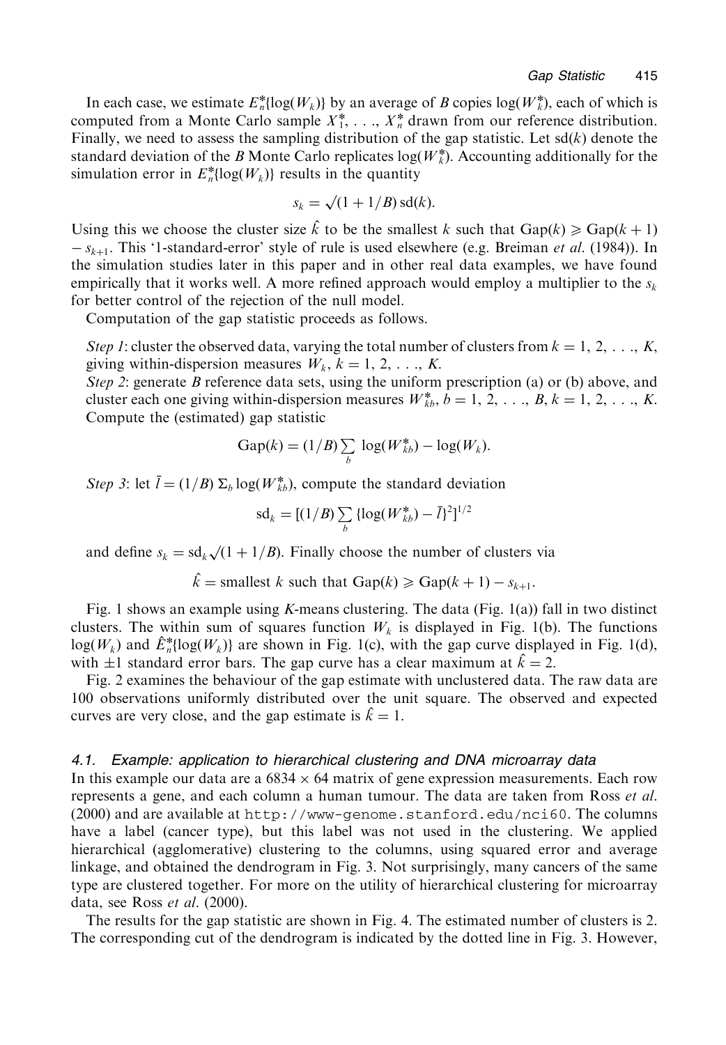In each case, we estimate $E_n^*\{\log(W_k)\}$ by an average of $B$ copies $\log(W_k^*)$, each of which is computed from a Monte Carlo sample $X_1^*, \ldots, X_n^*$ drawn from our reference distribution. Finally, we need to assess the sampling distribution of the gap statistic. Let $\mathrm{sd}(k)$ denote the standard deviation of the $B$ Monte Carlo replicates $\log(W_k^*)$. Accounting additionally for the simulation error in $E_n^*\{\log(W_k)\}$ results in the quantity

$$s_k = \sqrt{(1 + 1/B)}\, \mathrm{sd}(k).$$

Using this we choose the cluster size $\hat{k}$ to be the smallest $k$ such that $\mathrm{Gap}(k) \geqslant \mathrm{Gap}(k+1) - s_{k+1}$. This '1-standard-error' style of rule is used elsewhere (e.g. Breiman *et al.* (1984)). In the simulation studies later in this paper and in other real data examples, we have found empirically that it works well. A more refined approach would employ a multiplier to the $s_k$ for better control of the rejection of the null model.

Computation of the gap statistic proceeds as follows.

*Step 1*: cluster the observed data, varying the total number of clusters from $k = 1, 2, \ldots, K$, giving within-dispersion measures $W_k$, $k = 1, 2, \ldots, K$.

*Step 2*: generate $B$ reference data sets, using the uniform prescription (a) or (b) above, and cluster each one giving within-dispersion measures $W_{kb}^*$, $b = 1, 2, \ldots, B$, $k = 1, 2, \ldots, K$. Compute the (estimated) gap statistic

$$\mathrm{Gap}(k) = (1/B) \sum_b \log(W_{kb}^*) - \log(W_k).$$

*Step 3*: let $\bar{l} = (1/B)\, \Sigma_b \log(W_{kb}^*)$, compute the standard deviation

$$\mathrm{sd}_k = [(1/B) \sum_b \{\log(W_{kb}^*) - \bar{l}\}^2]^{1/2}$$

and define $s_k = \mathrm{sd}_k \sqrt{(1 + 1/B)}$. Finally choose the number of clusters via

$$\hat{k} = \text{smallest } k \text{ such that } \mathrm{Gap}(k) \geqslant \mathrm{Gap}(k+1) - s_{k+1}.$$

Fig. 1 shows an example using $K$-means clustering. The data (Fig. 1(a)) fall in two distinct clusters. The within sum of squares function $W_k$ is displayed in Fig. 1(b). The functions $\log(W_k)$ and $\hat{E}_n^*\{\log(W_k)\}$ are shown in Fig. 1(c), with the gap curve displayed in Fig. 1(d), with $\pm 1$ standard error bars. The gap curve has a clear maximum at $\hat{k} = 2$.

Fig. 2 examines the behaviour of the gap estimate with unclustered data. The raw data are 100 observations uniformly distributed over the unit square. The observed and expected curves are very close, and the gap estimate is $\hat{k} = 1$.

### 4.1. Example: application to hierarchical clustering and DNA microarray data

In this example our data are a $6834 \times 64$ matrix of gene expression measurements. Each row represents a gene, and each column a human tumour. The data are taken from Ross *et al.* (2000) and are available at `http://www-genome.stanford.edu/nci60`. The columns have a label (cancer type), but this label was not used in the clustering. We applied hierarchical (agglomerative) clustering to the columns, using squared error and average linkage, and obtained the dendrogram in Fig. 3. Not surprisingly, many cancers of the same type are clustered together. For more on the utility of hierarchical clustering for microarray data, see Ross *et al.* (2000).

The results for the gap statistic are shown in Fig. 4. The estimated number of clusters is 2. The corresponding cut of the dendrogram is indicated by the dotted line in Fig. 3. However,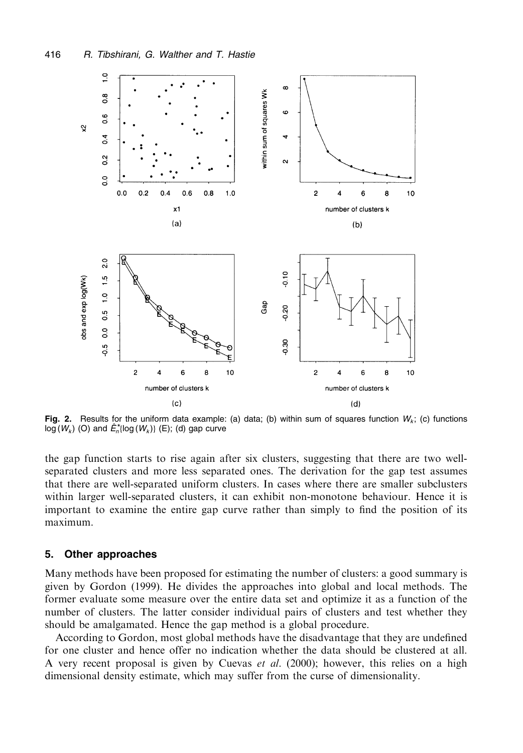**Fig. 2.** Results for the uniform data example: (a) data; (b) within sum of squares function $W_k$; (c) functions $\log(W_k)$ (O) and $\hat{E}_n^*\{\log(W_k)\}$ (E); (d) gap curve

the gap function starts to rise again after six clusters, suggesting that there are two well-separated clusters and more less separated ones. The derivation for the gap test assumes that there are well-separated uniform clusters. In cases where there are smaller subclusters within larger well-separated clusters, it can exhibit non-monotone behaviour. Hence it is important to examine the entire gap curve rather than simply to find the position of its maximum.

## 5. Other approaches

Many methods have been proposed for estimating the number of clusters: a good summary is given by Gordon (1999). He divides the approaches into global and local methods. The former evaluate some measure over the entire data set and optimize it as a function of the number of clusters. The latter consider individual pairs of clusters and test whether they should be amalgamated. Hence the gap method is a global procedure.

According to Gordon, most global methods have the disadvantage that they are undefined for one cluster and hence offer no indication whether the data should be clustered at all. A very recent proposal is given by Cuevas *et al.* (2000); however, this relies on a high dimensional density estimate, which may suffer from the curse of dimensionality.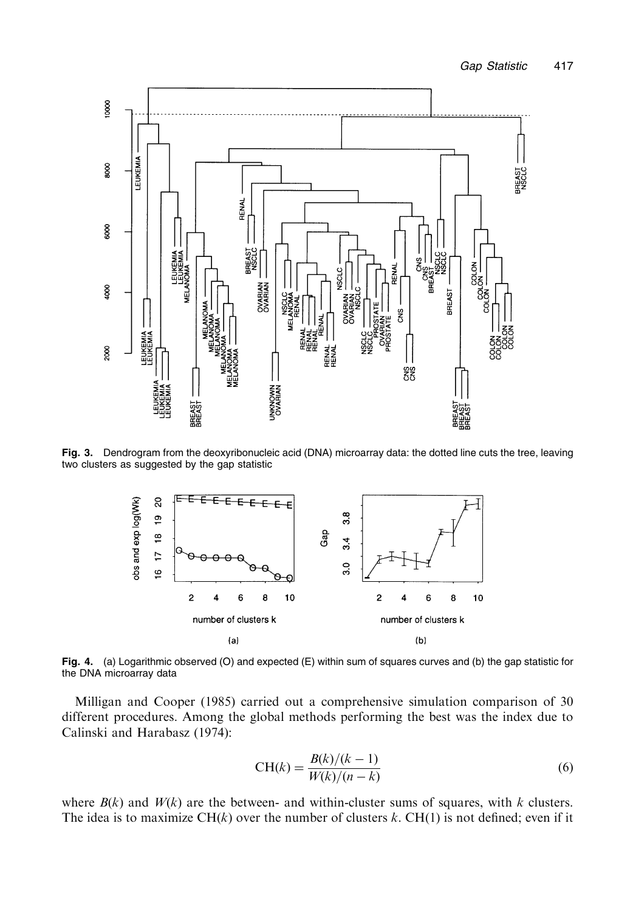**Fig. 3.** Dendrogram from the deoxyribonucleic acid (DNA) microarray data: the dotted line cuts the tree, leaving two clusters as suggested by the gap statistic

**Fig. 4.** (a) Logarithmic observed (O) and expected (E) within sum of squares curves and (b) the gap statistic for the DNA microarray data

Milligan and Cooper (1985) carried out a comprehensive simulation comparison of 30 different procedures. Among the global methods performing the best was the index due to Calinski and Harabasz (1974):

$$\mathrm{CH}(k) = \frac{B(k)/(k-1)}{W(k)/(n-k)} \tag{6}$$

where $B(k)$ and $W(k)$ are the between- and within-cluster sums of squares, with $k$ clusters. The idea is to maximize $\mathrm{CH}(k)$ over the number of clusters $k$. $\mathrm{CH}(1)$ is not defined; even if it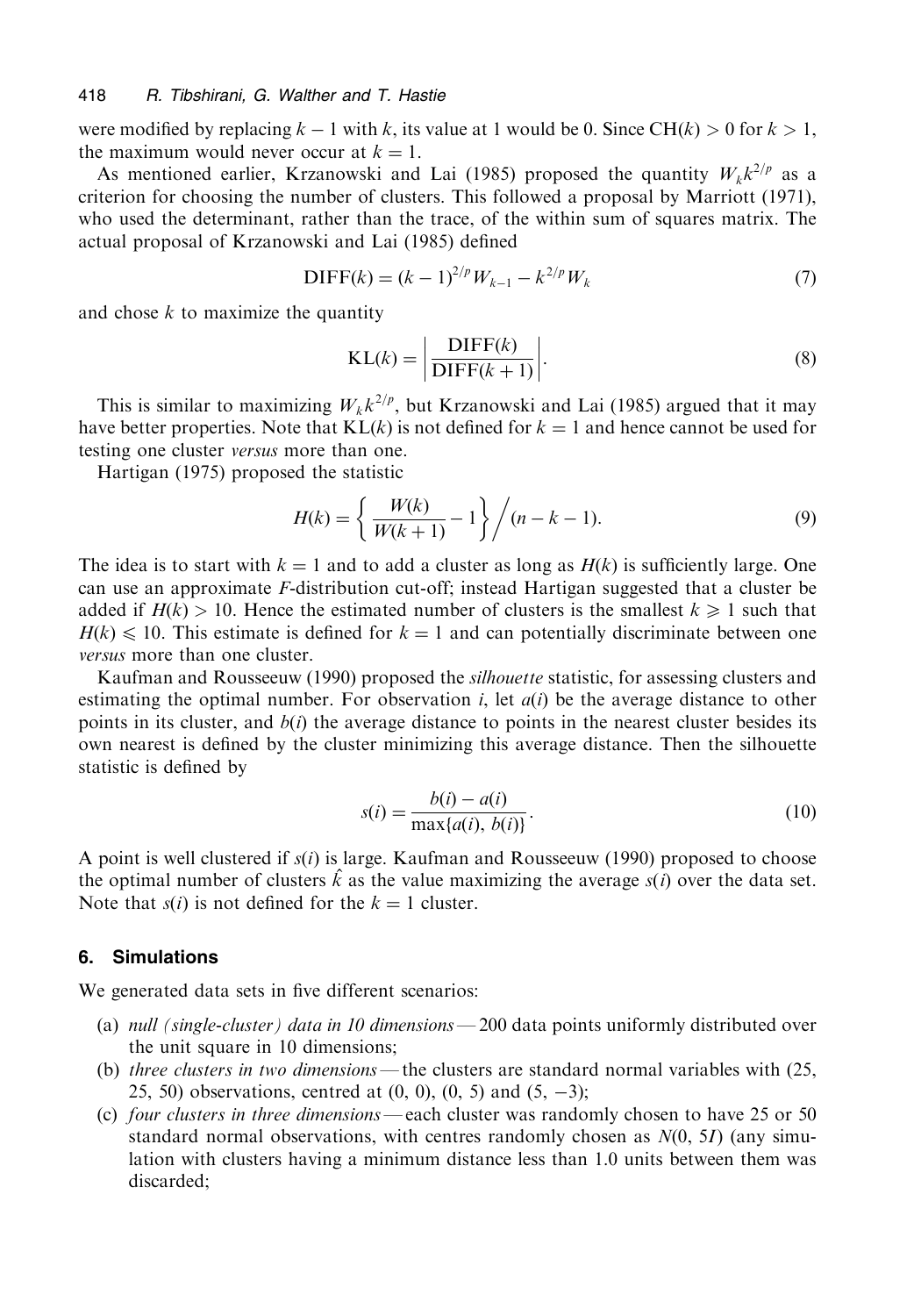were modified by replacing $k-1$ with $k$, its value at 1 would be 0. Since $\mathrm{CH}(k) > 0$ for $k > 1$, the maximum would never occur at $k = 1$.

As mentioned earlier, Krzanowski and Lai (1985) proposed the quantity $W_k k^{2/p}$ as a criterion for choosing the number of clusters. This followed a proposal by Marriott (1971), who used the determinant, rather than the trace, of the within sum of squares matrix. The actual proposal of Krzanowski and Lai (1985) defined

$$\mathrm{DIFF}(k) = (k-1)^{2/p} W_{k-1} - k^{2/p} W_k \tag{7}$$

and chose $k$ to maximize the quantity

$$\mathrm{KL}(k) = \left| \frac{\mathrm{DIFF}(k)}{\mathrm{DIFF}(k+1)} \right|. \tag{8}$$

This is similar to maximizing $W_k k^{2/p}$, but Krzanowski and Lai (1985) argued that it may have better properties. Note that $\mathrm{KL}(k)$ is not defined for $k = 1$ and hence cannot be used for testing one cluster *versus* more than one.

Hartigan (1975) proposed the statistic

$$H(k) = \left\{ \frac{W(k)}{W(k+1)} - 1 \right\} \bigg/ (n-k-1). \tag{9}$$

The idea is to start with $k = 1$ and to add a cluster as long as $H(k)$ is sufficiently large. One can use an approximate $F$-distribution cut-off; instead Hartigan suggested that a cluster be added if $H(k) > 10$. Hence the estimated number of clusters is the smallest $k \geqslant 1$ such that $H(k) \leqslant 10$. This estimate is defined for $k = 1$ and can potentially discriminate between one *versus* more than one cluster.

Kaufman and Rousseeuw (1990) proposed the *silhouette* statistic, for assessing clusters and estimating the optimal number. For observation $i$, let $a(i)$ be the average distance to other points in its cluster, and $b(i)$ the average distance to points in the nearest cluster besides its own nearest is defined by the cluster minimizing this average distance. Then the silhouette statistic is defined by

$$s(i) = \frac{b(i) - a(i)}{\max\{a(i), b(i)\}}. \tag{10}$$

A point is well clustered if $s(i)$ is large. Kaufman and Rousseeuw (1990) proposed to choose the optimal number of clusters $\hat{k}$ as the value maximizing the average $s(i)$ over the data set. Note that $s(i)$ is not defined for the $k = 1$ cluster.

## 6. Simulations

We generated data sets in five different scenarios:

(a) *null (single-cluster) data in 10 dimensions*—200 data points uniformly distributed over the unit square in 10 dimensions;
(b) *three clusters in two dimensions*—the clusters are standard normal variables with (25, 25, 50) observations, centred at (0, 0), (0, 5) and (5, −3);
(c) *four clusters in three dimensions*—each cluster was randomly chosen to have 25 or 50 standard normal observations, with centres randomly chosen as $N(0, 5I)$ (any simulation with clusters having a minimum distance less than 1.0 units between them was discarded;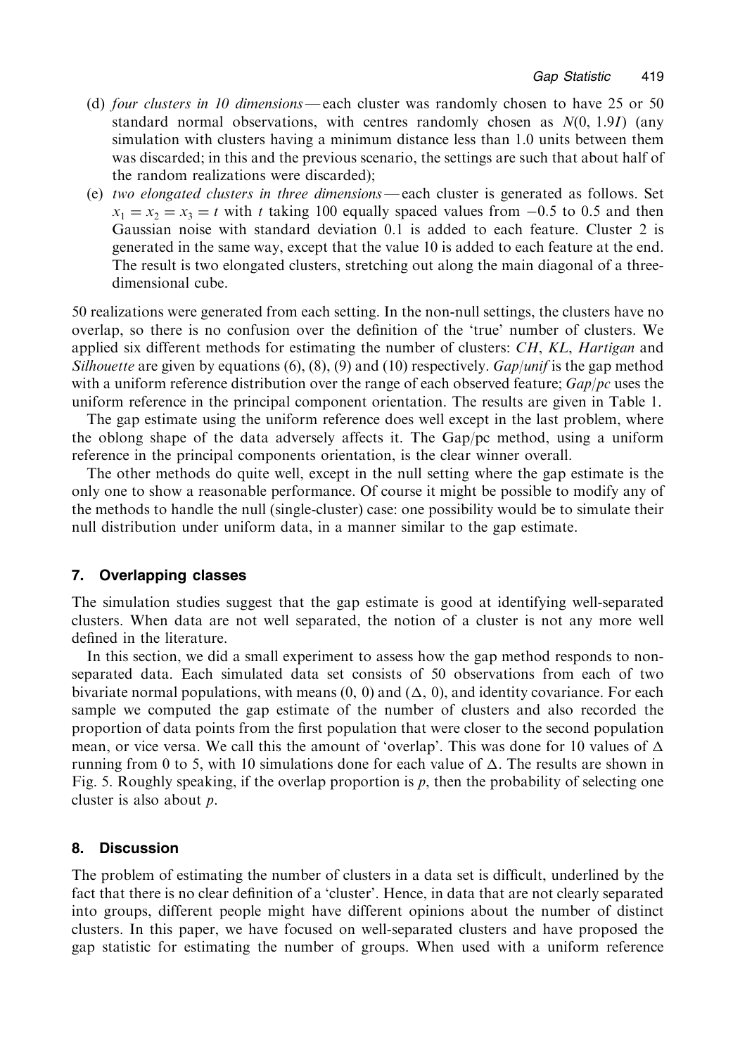(d) *four clusters in 10 dimensions*—each cluster was randomly chosen to have 25 or 50 standard normal observations, with centres randomly chosen as $N(0, 1.9I)$ (any simulation with clusters having a minimum distance less than 1.0 units between them was discarded; in this and the previous scenario, the settings are such that about half of the random realizations were discarded);

(e) *two elongated clusters in three dimensions*—each cluster is generated as follows. Set $x_1 = x_2 = x_3 = t$ with $t$ taking 100 equally spaced values from $-0.5$ to 0.5 and then Gaussian noise with standard deviation 0.1 is added to each feature. Cluster 2 is generated in the same way, except that the value 10 is added to each feature at the end. The result is two elongated clusters, stretching out along the main diagonal of a three-dimensional cube.

50 realizations were generated from each setting. In the non-null settings, the clusters have no overlap, so there is no confusion over the definition of the 'true' number of clusters. We applied six different methods for estimating the number of clusters: *CH*, *KL*, *Hartigan* and *Silhouette* are given by equations (6), (8), (9) and (10) respectively. *Gap/unif* is the gap method with a uniform reference distribution over the range of each observed feature; *Gap/pc* uses the uniform reference in the principal component orientation. The results are given in Table 1.

The gap estimate using the uniform reference does well except in the last problem, where the oblong shape of the data adversely affects it. The Gap/pc method, using a uniform reference in the principal components orientation, is the clear winner overall.

The other methods do quite well, except in the null setting where the gap estimate is the only one to show a reasonable performance. Of course it might be possible to modify any of the methods to handle the null (single-cluster) case: one possibility would be to simulate their null distribution under uniform data, in a manner similar to the gap estimate.

## 7. Overlapping classes

The simulation studies suggest that the gap estimate is good at identifying well-separated clusters. When data are not well separated, the notion of a cluster is not any more well defined in the literature.

In this section, we did a small experiment to assess how the gap method responds to non-separated data. Each simulated data set consists of 50 observations from each of two bivariate normal populations, with means (0, 0) and $(\Delta, 0)$, and identity covariance. For each sample we computed the gap estimate of the number of clusters and also recorded the proportion of data points from the first population that were closer to the second population mean, or vice versa. We call this the amount of 'overlap'. This was done for 10 values of $\Delta$ running from 0 to 5, with 10 simulations done for each value of $\Delta$. The results are shown in Fig. 5. Roughly speaking, if the overlap proportion is $p$, then the probability of selecting one cluster is also about $p$.

## 8. Discussion

The problem of estimating the number of clusters in a data set is difficult, underlined by the fact that there is no clear definition of a 'cluster'. Hence, in data that are not clearly separated into groups, different people might have different opinions about the number of distinct clusters. In this paper, we have focused on well-separated clusters and have proposed the gap statistic for estimating the number of groups. When used with a uniform reference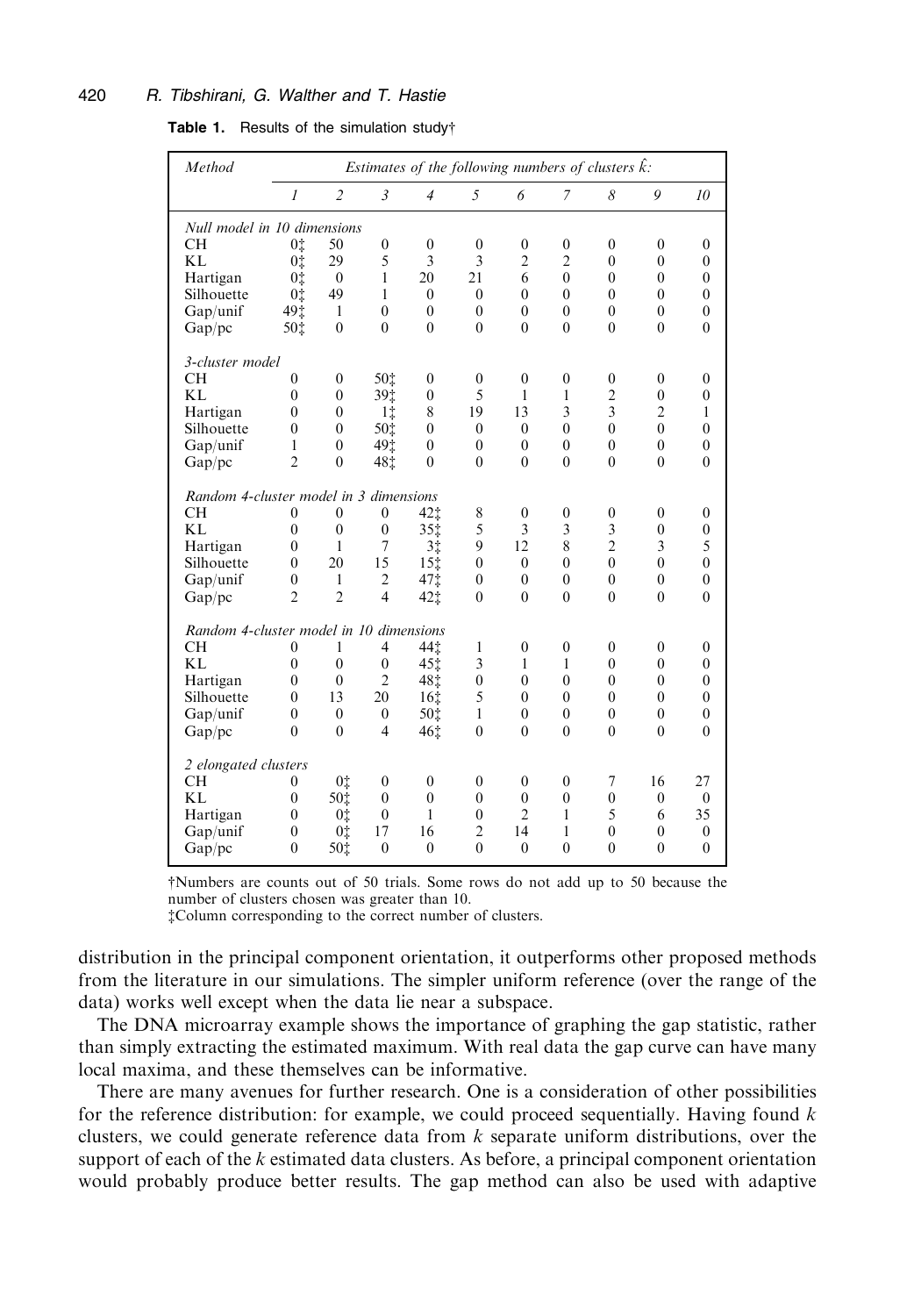**Table 1.** Results of the simulation study†

| *Method* | *Estimates of the following numbers of clusters* $\hat{k}$: | | | | | | | | | |
|---|---|---|---|---|---|---|---|---|---|---|
| | *1* | *2* | *3* | *4* | *5* | *6* | *7* | *8* | *9* | *10* |
| *Null model in 10 dimensions* | | | | | | | | | | |
| CH | 0‡ | 50 | 0 | 0 | 0 | 0 | 0 | 0 | 0 | 0 |
| KL | 0‡ | 29 | 5 | 3 | 3 | 2 | 2 | 0 | 0 | 0 |
| Hartigan | 0‡ | 0 | 1 | 20 | 21 | 6 | 0 | 0 | 0 | 0 |
| Silhouette | 0‡ | 49 | 1 | 0 | 0 | 0 | 0 | 0 | 0 | 0 |
| Gap/unif | 49‡ | 1 | 0 | 0 | 0 | 0 | 0 | 0 | 0 | 0 |
| Gap/pc | 50‡ | 0 | 0 | 0 | 0 | 0 | 0 | 0 | 0 | 0 |
| *3-cluster model* | | | | | | | | | | |
| CH | 0 | 0 | 50‡ | 0 | 0 | 0 | 0 | 0 | 0 | 0 |
| KL | 0 | 0 | 39‡ | 0 | 5 | 1 | 1 | 2 | 0 | 0 |
| Hartigan | 0 | 0 | 1‡ | 8 | 19 | 13 | 3 | 3 | 2 | 1 |
| Silhouette | 0 | 0 | 50‡ | 0 | 0 | 0 | 0 | 0 | 0 | 0 |
| Gap/unif | 1 | 0 | 49‡ | 0 | 0 | 0 | 0 | 0 | 0 | 0 |
| Gap/pc | 2 | 0 | 48‡ | 0 | 0 | 0 | 0 | 0 | 0 | 0 |
| *Random 4-cluster model in 3 dimensions* | | | | | | | | | | |
| CH | 0 | 0 | 0 | 42‡ | 8 | 0 | 0 | 0 | 0 | 0 |
| KL | 0 | 0 | 0 | 35‡ | 5 | 3 | 3 | 3 | 0 | 0 |
| Hartigan | 0 | 1 | 7 | 3‡ | 9 | 12 | 8 | 2 | 3 | 5 |
| Silhouette | 0 | 20 | 15 | 15‡ | 0 | 0 | 0 | 0 | 0 | 0 |
| Gap/unif | 0 | 1 | 2 | 47‡ | 0 | 0 | 0 | 0 | 0 | 0 |
| Gap/pc | 2 | 2 | 4 | 42‡ | 0 | 0 | 0 | 0 | 0 | 0 |
| *Random 4-cluster model in 10 dimensions* | | | | | | | | | | |
| CH | 0 | 1 | 4 | 44‡ | 1 | 0 | 0 | 0 | 0 | 0 |
| KL | 0 | 0 | 0 | 45‡ | 3 | 1 | 1 | 0 | 0 | 0 |
| Hartigan | 0 | 0 | 2 | 48‡ | 0 | 0 | 0 | 0 | 0 | 0 |
| Silhouette | 0 | 13 | 20 | 16‡ | 5 | 0 | 0 | 0 | 0 | 0 |
| Gap/unif | 0 | 0 | 0 | 50‡ | 1 | 0 | 0 | 0 | 0 | 0 |
| Gap/pc | 0 | 0 | 4 | 46‡ | 0 | 0 | 0 | 0 | 0 | 0 |
| *2 elongated clusters* | | | | | | | | | | |
| CH | 0 | 0‡ | 0 | 0 | 0 | 0 | 0 | 7 | 16 | 27 |
| KL | 0 | 50‡ | 0 | 0 | 0 | 0 | 0 | 0 | 0 | 0 |
| Hartigan | 0 | 0‡ | 0 | 1 | 0 | 2 | 1 | 5 | 6 | 35 |
| Gap/unif | 0 | 0‡ | 17 | 16 | 2 | 14 | 1 | 0 | 0 | 0 |
| Gap/pc | 0 | 50‡ | 0 | 0 | 0 | 0 | 0 | 0 | 0 | 0 |

†Numbers are counts out of 50 trials. Some rows do not add up to 50 because the number of clusters chosen was greater than 10.
‡Column corresponding to the correct number of clusters.

distribution in the principal component orientation, it outperforms other proposed methods from the literature in our simulations. The simpler uniform reference (over the range of the data) works well except when the data lie near a subspace.

The DNA microarray example shows the importance of graphing the gap statistic, rather than simply extracting the estimated maximum. With real data the gap curve can have many local maxima, and these themselves can be informative.

There are many avenues for further research. One is a consideration of other possibilities for the reference distribution: for example, we could proceed sequentially. Having found $k$ clusters, we could generate reference data from $k$ separate uniform distributions, over the support of each of the $k$ estimated data clusters. As before, a principal component orientation would probably produce better results. The gap method can also be used with adaptive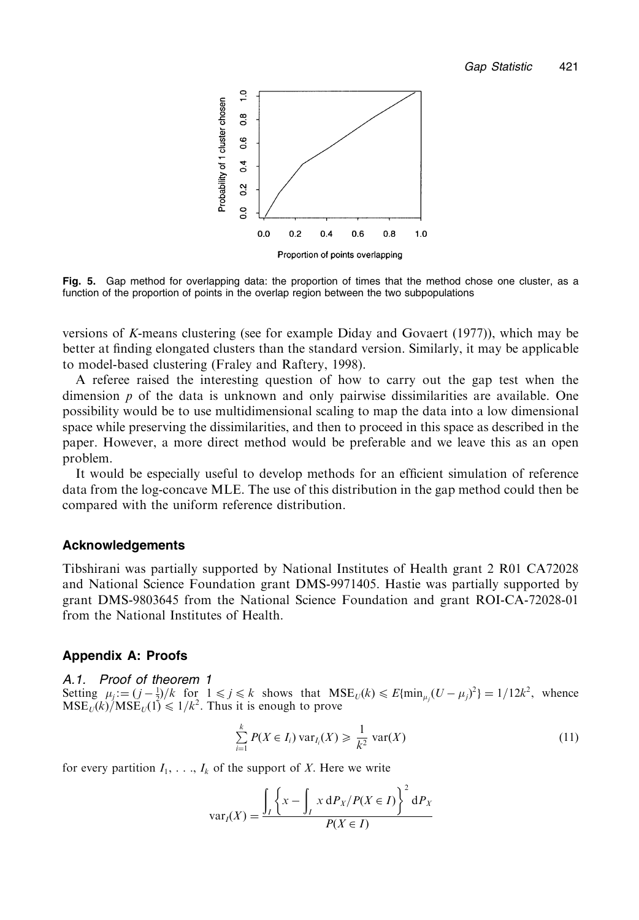**Fig. 5.** Gap method for overlapping data: the proportion of times that the method chose one cluster, as a function of the proportion of points in the overlap region between the two subpopulations

versions of $K$-means clustering (see for example Diday and Govaert (1977)), which may be better at finding elongated clusters than the standard version. Similarly, it may be applicable to model-based clustering (Fraley and Raftery, 1998).

A referee raised the interesting question of how to carry out the gap test when the dimension $p$ of the data is unknown and only pairwise dissimilarities are available. One possibility would be to use multidimensional scaling to map the data into a low dimensional space while preserving the dissimilarities, and then to proceed in this space as described in the paper. However, a more direct method would be preferable and we leave this as an open problem.

It would be especially useful to develop methods for an efficient simulation of reference data from the log-concave MLE. The use of this distribution in the gap method could then be compared with the uniform reference distribution.

## Acknowledgements

Tibshirani was partially supported by National Institutes of Health grant 2 R01 CA72028 and National Science Foundation grant DMS-9971405. Hastie was partially supported by grant DMS-9803645 from the National Science Foundation and grant ROI-CA-72028-01 from the National Institutes of Health.

## Appendix A: Proofs

### A.1. Proof of theorem 1

Setting $\mu_j := (j - \frac{1}{2})/k$ for $1 \leqslant j \leqslant k$ shows that $\text{MSE}_U(k) \leqslant E\{\min_{\mu_j}(U - \mu_j)^2\} = 1/12k^2$, whence $\text{MSE}_U(k)/\text{MSE}_U(1) \leqslant 1/k^2$. Thus it is enough to prove

$$\sum_{i=1}^{k} P(X \in I_i)\,\text{var}_{I_i}(X) \geqslant \frac{1}{k^2}\,\text{var}(X) \tag{11}$$

for every partition $I_1, \ldots, I_k$ of the support of $X$. Here we write

$$\text{var}_I(X) = \frac{\int_I \left\{ x - \int_I x \, \mathrm{d}P_X / P(X \in I) \right\}^2 \mathrm{d}P_X}{P(X \in I)}$$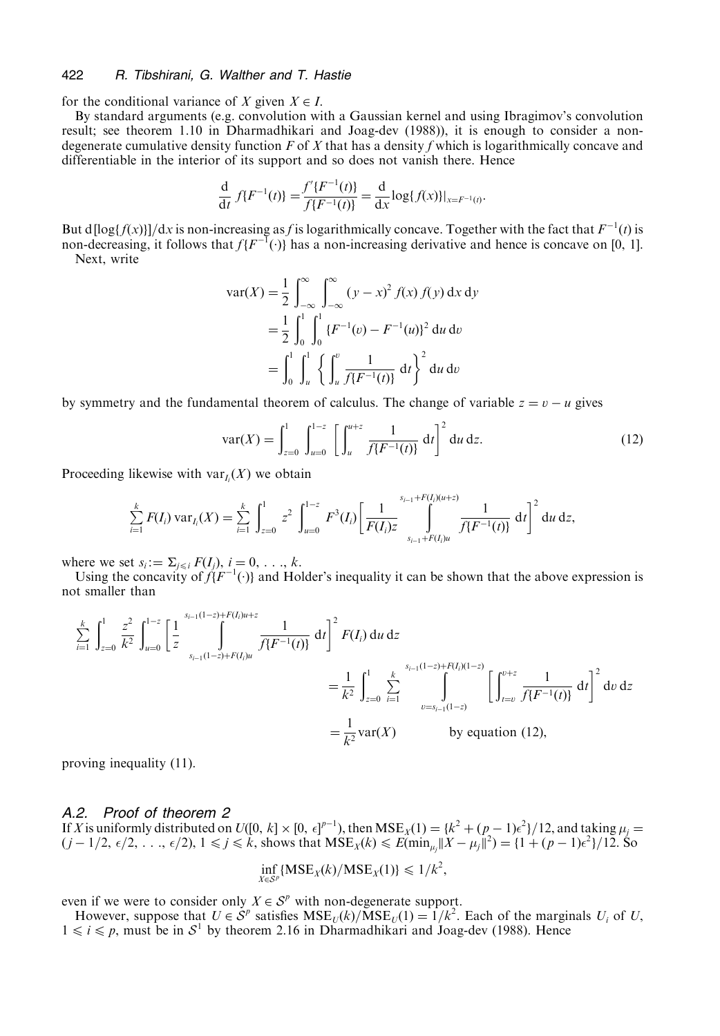for the conditional variance of $X$ given $X \in I$.

By standard arguments (e.g. convolution with a Gaussian kernel and using Ibragimov's convolution result; see theorem 1.10 in Dharmadhikari and Joag-dev (1988)), it is enough to consider a non-degenerate cumulative density function $F$ of $X$ that has a density $f$ which is logarithmically concave and differentiable in the interior of its support and so does not vanish there. Hence

$$\frac{\mathrm{d}}{\mathrm{d}t} f\{F^{-1}(t)\} = \frac{f'\{F^{-1}(t)\}}{f\{F^{-1}(t)\}} = \frac{\mathrm{d}}{\mathrm{d}x} \log\{f(x)\}|_{x=F^{-1}(t)}.$$

But $\mathrm{d}[\log\{f(x)\}]/\mathrm{d}x$ is non-increasing as $f$ is logarithmically concave. Together with the fact that $F^{-1}(t)$ is non-decreasing, it follows that $f\{F^{-1}(\cdot)\}$ has a non-increasing derivative and hence is concave on [0, 1].

Next, write

$$\begin{aligned}
\mathrm{var}(X) &= \frac{1}{2} \int_{-\infty}^{\infty} \int_{-\infty}^{\infty} (y-x)^2 f(x) f(y) \,\mathrm{d}x \,\mathrm{d}y \\
&= \frac{1}{2} \int_0^1 \int_0^1 \{F^{-1}(v) - F^{-1}(u)\}^2 \,\mathrm{d}u \,\mathrm{d}v \\
&= \int_0^1 \int_u^1 \left\{ \int_u^v \frac{1}{f\{F^{-1}(t)\}} \,\mathrm{d}t \right\}^2 \mathrm{d}u \,\mathrm{d}v
\end{aligned}$$

by symmetry and the fundamental theorem of calculus. The change of variable $z = v - u$ gives

$$\mathrm{var}(X) = \int_{z=0}^1 \int_{u=0}^{1-z} \left[ \int_u^{u+z} \frac{1}{f\{F^{-1}(t)\}} \,\mathrm{d}t \right]^2 \mathrm{d}u \,\mathrm{d}z. \tag{12}$$

Proceeding likewise with $\mathrm{var}_{I_i}(X)$ we obtain

$$\sum_{i=1}^k F(I_i) \,\mathrm{var}_{I_i}(X) = \sum_{i=1}^k \int_{z=0}^1 z^2 \int_{u=0}^{1-z} F^3(I_i) \left[ \frac{1}{F(I_i) z} \int_{s_{i-1}+F(I_i)u}^{s_{i-1}+F(I_i)(u+z)} \frac{1}{f\{F^{-1}(t)\}} \,\mathrm{d}t \right]^2 \mathrm{d}u \,\mathrm{d}z,$$

where we set $s_i := \Sigma_{j \leqslant i} F(I_j)$, $i = 0, \ldots, k$.

Using the concavity of $f\{F^{-1}(\cdot)\}$ and Holder's inequality it can be shown that the above expression is not smaller than

$$\begin{aligned}
\sum_{i=1}^k \int_{z=0}^1 \frac{z^2}{k^2} \int_{u=0}^{1-z} & \left[ \frac{1}{z} \int_{s_{i-1}(1-z)+F(I_i)u}^{s_{i-1}(1-z)+F(I_i)u+z} \frac{1}{f\{F^{-1}(t)\}} \,\mathrm{d}t \right]^2 F(I_i) \,\mathrm{d}u \,\mathrm{d}z \\
&= \frac{1}{k^2} \int_{z=0}^1 \sum_{i=1}^k \int_{v=s_{i-1}(1-z)}^{s_{i-1}(1-z)+F(I_i)(1-z)} \left[ \int_{t=v}^{v+z} \frac{1}{f\{F^{-1}(t)\}} \,\mathrm{d}t \right]^2 \mathrm{d}v \,\mathrm{d}z \\
&= \frac{1}{k^2} \mathrm{var}(X) \qquad \text{by equation (12),}
\end{aligned}$$

proving inequality (11).

### A.2. Proof of theorem 2

If $X$ is uniformly distributed on $U([0, k] \times [0, \epsilon]^{p-1})$, then $\mathrm{MSE}_X(1) = \{k^2 + (p-1)\epsilon^2\}/12$, and taking $\mu_j = (j - 1/2, \epsilon/2, \ldots, \epsilon/2)$, $1 \leqslant j \leqslant k$, shows that $\mathrm{MSE}_X(k) \leqslant E(\min_{\mu_j} \|X - \mu_j\|^2) = \{1 + (p-1)\epsilon^2\}/12$. So

$$\inf_{X \in \mathcal{S}^p} \{\mathrm{MSE}_X(k)/\mathrm{MSE}_X(1)\} \leqslant 1/k^2,$$

even if we were to consider only $X \in \mathcal{S}^p$ with non-degenerate support.

However, suppose that $U \in \mathcal{S}^p$ satisfies $\mathrm{MSE}_U(k)/\mathrm{MSE}_U(1) = 1/k^2$. Each of the marginals $U_i$ of $U$, $1 \leqslant i \leqslant p$, must be in $\mathcal{S}^1$ by theorem 2.16 in Dharmadhikari and Joag-dev (1988). Hence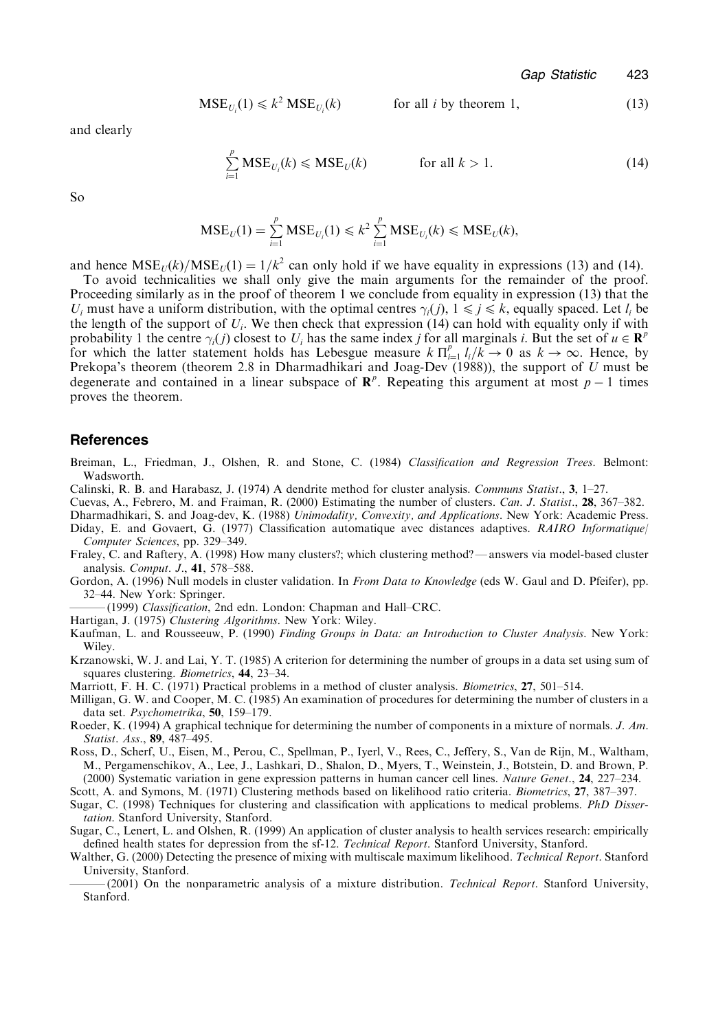$$\text{MSE}_{U_i}(1) \leqslant k^2 \,\text{MSE}_{U_i}(k) \qquad \text{for all } i \text{ by theorem 1,} \tag{13}$$

and clearly

$$\sum_{i=1}^{p} \text{MSE}_{U_i}(k) \leqslant \text{MSE}_U(k) \qquad \text{for all } k > 1. \tag{14}$$

So

$$\text{MSE}_U(1) = \sum_{i=1}^{p} \text{MSE}_{U_i}(1) \leqslant k^2 \sum_{i=1}^{p} \text{MSE}_{U_i}(k) \leqslant \text{MSE}_U(k),$$

and hence $\text{MSE}_U(k)/\text{MSE}_U(1) = 1/k^2$ can only hold if we have equality in expressions (13) and (14).

To avoid technicalities we shall only give the main arguments for the remainder of the proof. Proceeding similarly as in the proof of theorem 1 we conclude from equality in expression (13) that the $U_i$ must have a uniform distribution, with the optimal centres $\gamma_i(j)$, $1 \leqslant j \leqslant k$, equally spaced. Let $l_i$ be the length of the support of $U_i$. We then check that expression (14) can hold with equality only if with probability 1 the centre $\gamma_i(j)$ closest to $U_i$ has the same index $j$ for all marginals $i$. But the set of $u \in \mathbf{R}^p$ for which the latter statement holds has Lebesgue measure $k \prod_{i=1}^{p} l_i/k \rightarrow 0$ as $k \rightarrow \infty$. Hence, by Prekopa's theorem (theorem 2.8 in Dharmadhikari and Joag-Dev (1988)), the support of $U$ must be degenerate and contained in a linear subspace of $\mathbf{R}^p$. Repeating this argument at most $p-1$ times proves the theorem.

## References

Breiman, L., Friedman, J., Olshen, R. and Stone, C. (1984) *Classification and Regression Trees*. Belmont: Wadsworth.

Calinski, R. B. and Harabasz, J. (1974) A dendrite method for cluster analysis. *Communs Statist.*, **3**, 1–27.

Cuevas, A., Febrero, M. and Fraiman, R. (2000) Estimating the number of clusters. *Can. J. Statist.*, **28**, 367–382.

Dharmadhikari, S. and Joag-dev, K. (1988) *Unimodality, Convexity, and Applications*. New York: Academic Press.

Diday, E. and Govaert, G. (1977) Classification automatique avec distances adaptives. *RAIRO Informatique/Computer Sciences*, pp. 329–349.

Fraley, C. and Raftery, A. (1998) How many clusters?; which clustering method?—answers via model-based cluster analysis. *Comput. J.*, **41**, 578–588.

Gordon, A. (1996) Null models in cluster validation. In *From Data to Knowledge* (eds W. Gaul and D. Pfeifer), pp. 32–44. New York: Springer.

——— (1999) *Classification*, 2nd edn. London: Chapman and Hall–CRC.

Hartigan, J. (1975) *Clustering Algorithms*. New York: Wiley.

Kaufman, L. and Rousseeuw, P. (1990) *Finding Groups in Data: an Introduction to Cluster Analysis*. New York: Wiley.

Krzanowski, W. J. and Lai, Y. T. (1985) A criterion for determining the number of groups in a data set using sum of squares clustering. *Biometrics*, **44**, 23–34.

Marriott, F. H. C. (1971) Practical problems in a method of cluster analysis. *Biometrics*, **27**, 501–514.

Milligan, G. W. and Cooper, M. C. (1985) An examination of procedures for determining the number of clusters in a data set. *Psychometrika*, **50**, 159–179.

Roeder, K. (1994) A graphical technique for determining the number of components in a mixture of normals. *J. Am. Statist. Ass.*, **89**, 487–495.

Ross, D., Scherf, U., Eisen, M., Perou, C., Spellman, P., Iyerl, V., Rees, C., Jeffery, S., Van de Rijn, M., Waltham, M., Pergamenschikov, A., Lee, J., Lashkari, D., Shalon, D., Myers, T., Weinstein, J., Botstein, D. and Brown, P. (2000) Systematic variation in gene expression patterns in human cancer cell lines. *Nature Genet.*, **24**, 227–234.

Scott, A. and Symons, M. (1971) Clustering methods based on likelihood ratio criteria. *Biometrics*, **27**, 387–397.

Sugar, C. (1998) Techniques for clustering and classification with applications to medical problems. *PhD Dissertation*. Stanford University, Stanford.

Sugar, C., Lenert, L. and Olshen, R. (1999) An application of cluster analysis to health services research: empirically defined health states for depression from the sf-12. *Technical Report*. Stanford University, Stanford.

Walther, G. (2000) Detecting the presence of mixing with multiscale maximum likelihood. *Technical Report*. Stanford University, Stanford.

——— (2001) On the nonparametric analysis of a mixture distribution. *Technical Report*. Stanford University, Stanford.